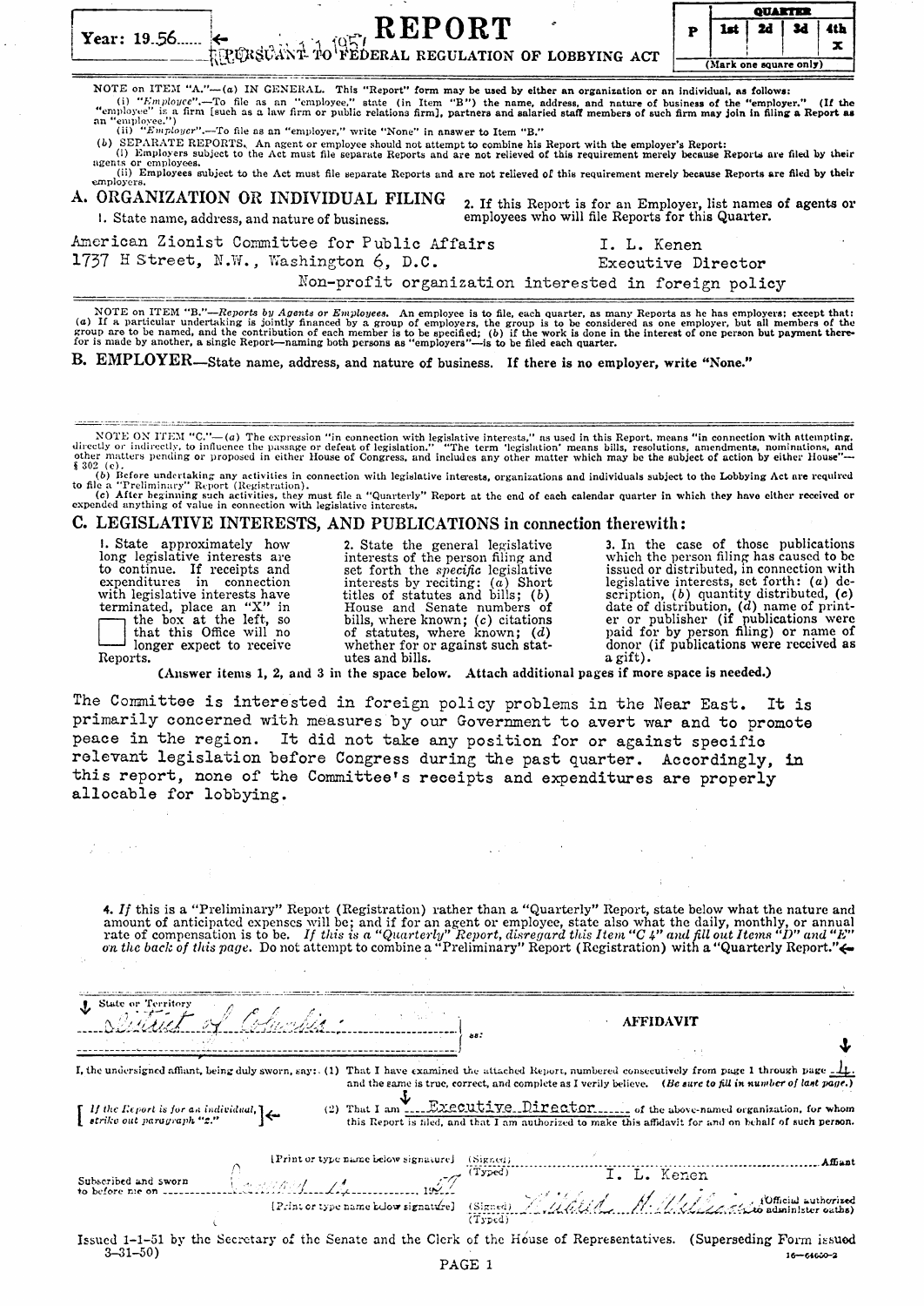Year: 19.56......

# REPORT

PURSUANT TO FEDERAL REGULATION OF LOBBYING ACT

(stamp: JAN 11 1957)

| P | QUARTER | | | |
|---|---|---|---|---|
| | 1st | 2d | 3d | 4th |
| | | | | x |

(Mark one square only)

NOTE on ITEM "A."—(a) IN GENERAL. This "Report" form may be used by either an organization or an individual, as follows:

(i) "Employee".—To file as an "employee," state (in Item "B") the name, address, and nature of business of the "employer." (If the "employee" is a firm [such as a law firm or public relations firm], partners and salaried staff members of such firm may join in filing a Report as an "employee.")

(ii) "Employer".—To file as an "employer," write "None" in answer to Item "B."

(b) SEPARATE REPORTS. An agent or employee should not attempt to combine his Report with the employer's Report:

(i) Employers subject to the Act must file separate Reports and are not relieved of this requirement merely because Reports are filed by their agents or employees.

(ii) Employees subject to the Act must file separate Reports and are not relieved of this requirement merely because Reports are filed by their employers.

## A. ORGANIZATION OR INDIVIDUAL FILING

1. State name, address, and nature of business.

American Zionist Committee for Public Affairs
1737 H Street, N.W., Washington 6, D.C.
Non-profit organization interested in foreign policy

2. If this Report is for an Employer, list names of agents or employees who will file Reports for this Quarter.

I. L. Kenen
Executive Director

NOTE on ITEM "B."—*Reports by Agents or Employees.* An employee is to file, each quarter, as many Reports as he has employers; except that: (a) If a particular undertaking is jointly financed by a group of employers, the group is to be considered as one employer, but all members of the group are to be named, and the contribution of each member is to be specified; (b) if the work is done in the interest of one person but payment therefor is made by another, a single Report—naming both persons as "employers"—is to be filed each quarter.

## B. EMPLOYER—State name, address, and nature of business. If there is no employer, write "None."

NOTE ON ITEM "C."—(a) The expression "in connection with legislative interests," as used in this Report, means "in connection with attempting, directly or indirectly, to influence the passage or defeat of legislation." "The term 'legislation' means bills, resolutions, amendments, nominations, and other matters pending or proposed in either House of Congress, and includes any other matter which may be the subject of action by either House"—§ 302 (e).

(b) Before undertaking any activities in connection with legislative interests, organizations and individuals subject to the Lobbying Act are required to file a "Preliminary" Report (Registration).

(c) After beginning such activities, they must file a "Quarterly" Report at the end of each calendar quarter in which they have either received or expended anything of value in connection with legislative interests.

## C. LEGISLATIVE INTERESTS, AND PUBLICATIONS in connection therewith:

1. State approximately how long legislative interests are to continue. If receipts and expenditures in connection with legislative interests have terminated, place an "X" in the box at the left, so that this Office will no longer expect to receive Reports.

2. State the general legislative interests of the person filing and set forth the *specific* legislative interests by reciting: (a) Short titles of statutes and bills; (b) House and Senate numbers of bills, where known; (c) citations of statutes, where known; (d) whether for or against such statutes and bills.

3. In the case of those publications which the person filing has caused to be issued or distributed, in connection with legislative interests, set forth: (a) description, (b) quantity distributed, (c) date of distribution, (d) name of printer or publisher (if publications were paid for by person filing) or name of donor (if publications were received as a gift).

(Answer items 1, 2, and 3 in the space below. Attach additional pages if more space is needed.)

The Committee is interested in foreign policy problems in the Near East. It is primarily concerned with measures by our Government to avert war and to promote peace in the region. It did not take any position for or against specific relevant legislation before Congress during the past quarter. Accordingly, in this report, none of the Committee's receipts and expenditures are properly allocable for lobbying.

4. *If* this is a "Preliminary" Report (Registration) rather than a "Quarterly" Report, state below what the nature and amount of anticipated expenses will be; and if for an agent or employee, state also what the daily, monthly, or annual rate of compensation is to be. *If this is a "Quarterly" Report, disregard this Item "C 4" and fill out Items "D" and "E" on the back of this page.* Do not attempt to combine a "Preliminary" Report (Registration) with a "Quarterly Report."

State or Territory: District of Columbia } ss:

**AFFIDAVIT**

I, the undersigned affiant, being duly sworn, say: (1) That I have examined the attached Report, numbered consecutively from page 1 through page 4, and the same is true, correct, and complete as I verily believe. (*Be sure to fill in number of last page.*)

[ *If the Report is for an individual, strike out paragraph "2."* ] (2) That I am Executive Director of the above-named organization, for whom this Report is filed, and that I am authorized to make this affidavit for and on behalf of such person.

(Signed) ........................ Affiant
(Typed) I. L. Kenen

Subscribed and sworn to before me on January 14, 1957

(Signed) Mildred H. Williams (Official authorized to administer oaths)
(Typed)

Issued 1-1-51 by the Secretary of the Senate and the Clerk of the House of Representatives. (Superseding Form issued 3-31-50)

16—64650-2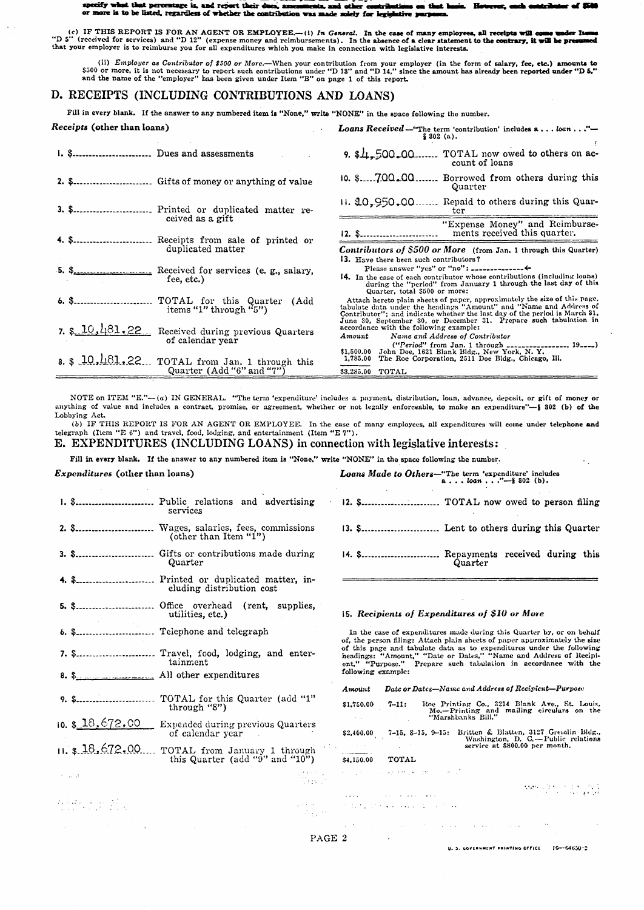specify what that percentage is, and report their dues, assessments, and other contributions on that basis. However, each contributor of $500 or more is to be listed, regardless of whether the contribution was made solely for legislative purposes.

(c) IF THIS REPORT IS FOR AN AGENT OR EMPLOYEE.—(i) *In General.* In the case of many employees, all receipts will come under Items "D 5" (received for services) and "D 12" (expense money and reimbursements). In the absence of a clear statement to the contrary, it will be presumed that your employer is to reimburse you for all expenditures which you make in connection with legislative interests.

(ii) *Employer as Contributor of $500 or More.*—When your contribution from your employer (in the form of salary, fee, etc.) amounts to $500 or more, it is not necessary to report such contributions under "D 13" and "D 14," since the amount has already been reported under "D 5," and the name of the "employer" has been given under Item "B" on page 1 of this report.

## D. RECEIPTS (INCLUDING CONTRIBUTIONS AND LOANS)

Fill in every blank. If the answer to any numbered item is "None," write "NONE" in the space following the number.

*Receipts* (other than loans)

1. $__________ Dues and assessments
2. $__________ Gifts of money or anything of value
3. $__________ Printed or duplicated matter received as a gift
4. $__________ Receipts from sale of printed or duplicated matter
5. $__________ Received for services (e. g., salary, fee, etc.)
6. $__________ TOTAL for this Quarter (Add items "1" through "5")
7. $ 10,481.22 Received during previous Quarters of calendar year
8. $ 10,481.22 TOTAL from Jan. 1 through this Quarter (Add "6" and "7")

*Loans Received*—"The term 'contribution' includes a . . . loan . . ."—§ 302 (a).

9. $4,500.00 TOTAL now owed to others on account of loans
10. $ 700.00 Borrowed from others during this Quarter
11. $10,950.00 Repaid to others during this Quarter
12. $__________ "Expense Money" and Reimbursements received this quarter.

*Contributors of $500 or More* (from Jan. 1 through this Quarter)

13. Have there been such contributors?
Please answer "yes" or "no": __________

14. In the case of each contributor whose contributions (including loans) during the "period" from January 1 through the last day of this Quarter, total $500 or more:

Attach hereto plain sheets of paper, approximately the size of this page, tabulate data under the headings "Amount" and "Name and Address of Contributor"; and indicate whether the last day of the period is March 31, June 30, September 30, or December 31. Prepare such tabulation in accordance with the following example:

| *Amount* | *Name and Address of Contributor* ("Period" from Jan. 1 through __________, 19__) |
|---|---|
| $1,500.00 | John Doe, 1621 Blank Bldg., New York, N. Y. |
| 1,785.00 | The Roe Corporation, 2511 Doe Bldg., Chicago, Ill. |
| $3,285.00 | TOTAL |

NOTE on ITEM "E."—(a) IN GENERAL. "The term 'expenditure' includes a payment, distribution, loan, advance, deposit, or gift of money or anything of value and includes a contract, promise, or agreement, whether or not legally enforceable, to make an expenditure"—§ 302 (b) of the Lobbying Act.

(b) IF THIS REPORT IS FOR AN AGENT OR EMPLOYEE. In the case of many employees, all expenditures will come under telephone and telegraph (Item "E 6") and travel, food, lodging, and entertainment (Item "E 7").

## E. EXPENDITURES (INCLUDING LOANS) in connection with legislative interests:

Fill in every blank. If the answer to any numbered item is "None," write "NONE" in the space following the number.

*Expenditures* (other than loans)

1. $__________ Public relations and advertising services
2. $__________ Wages, salaries, fees, commissions (other than Item "1")
3. $__________ Gifts or contributions made during Quarter
4. $__________ Printed or duplicated matter, including distribution cost
5. $__________ Office overhead (rent, supplies, utilities, etc.)
6. $__________ Telephone and telegraph
7. $__________ Travel, food, lodging, and entertainment
8. $__________ All other expenditures
9. $__________ TOTAL for this Quarter (add "1" through "8")
10. $ 18,672.00 Expended during previous Quarters of calendar year
11. $ 18,672.00 TOTAL from January 1 through this Quarter (add "9" and "10")

*Loans Made to Others*—"The term 'expenditure' includes a . . . loan . . ."—§ 302 (b).

12. $__________ TOTAL now owed to person filing
13. $__________ Lent to others during this Quarter
14. $__________ Repayments received during this Quarter

15. *Recipients of Expenditures of $10 or More*

In the case of expenditures made during this Quarter by, or on behalf of, the person filing: Attach plain sheets of paper approximately the size of this page and tabulate data as to expenditures under the following headings: "Amount," "Date or Dates," "Name and Address of Recipient," "Purpose." Prepare such tabulation in accordance with the following example:

| *Amount* | *Date or Dates—Name and Address of Recipient—Purpose* |
|---|---|
| $1,750.00 | 7-11: Roe Printing Co., 3214 Blank Ave., St. Louis, Mo.—Printing and mailing circulars on the "Marshbanks Bill." |
| $2,400.00 | 7-15, 8-15, 9-15: Britten & Blatten, 3127 Grenalin Bldg., Washington, D. C.—Public relations service at $800.00 per month. |
| $4,150.00 | TOTAL |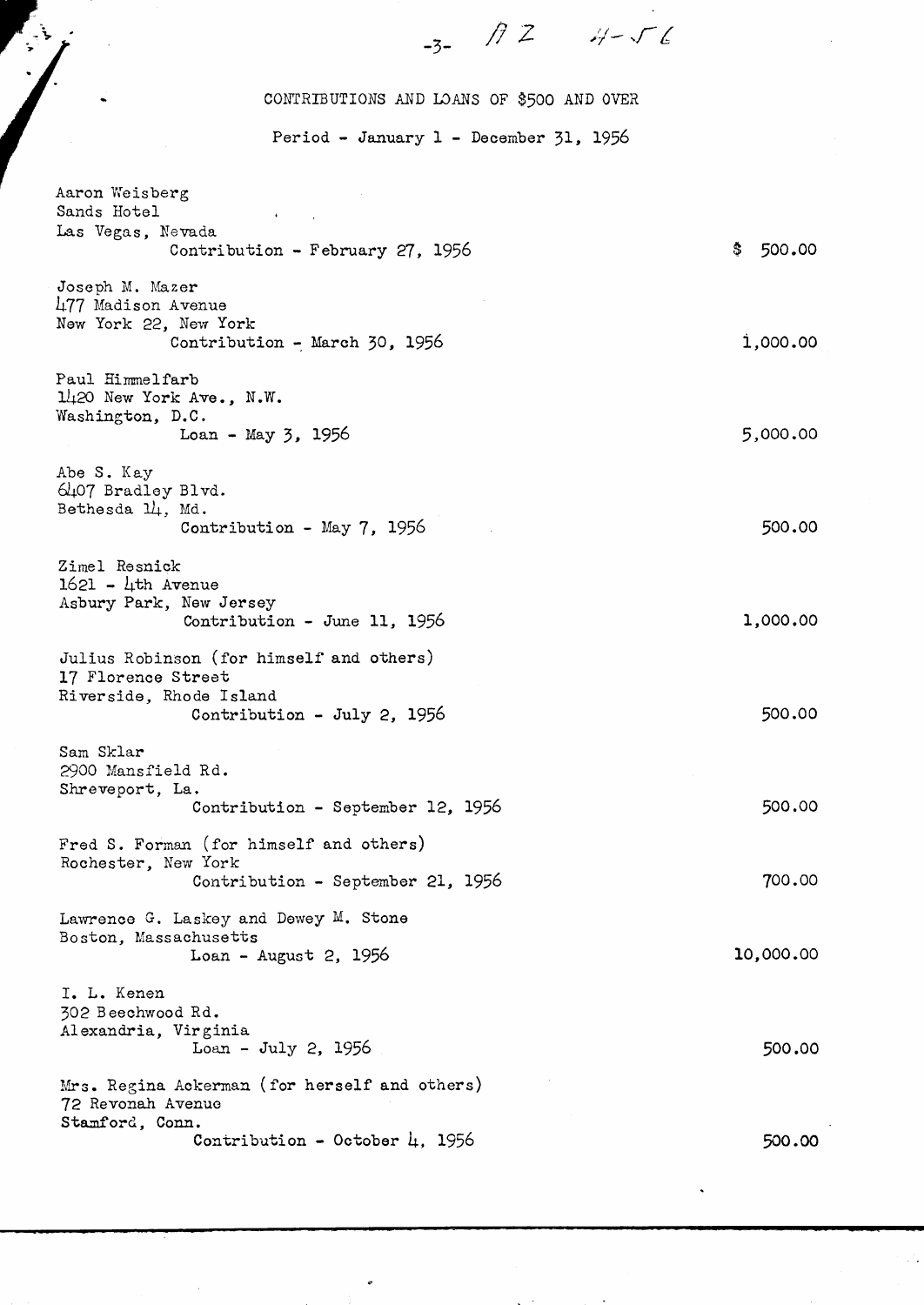# CONTRIBUTIONS AND LOANS OF $500 AND OVER

Period - January 1 - December 31, 1956

| Name / Address | Amount |
|---|---|
| Aaron Weisberg<br>Sands Hotel<br>Las Vegas, Nevada<br>Contribution - February 27, 1956 | $ 500.00 |
| Joseph M. Mazer<br>477 Madison Avenue<br>New York 22, New York<br>Contribution - March 30, 1956 | 1,000.00 |
| Paul Himmelfarb<br>1420 New York Ave., N.W.<br>Washington, D.C.<br>Loan - May 3, 1956 | 5,000.00 |
| Abe S. Kay<br>6407 Bradley Blvd.<br>Bethesda 14, Md.<br>Contribution - May 7, 1956 | 500.00 |
| Zimel Resnick<br>1621 - 4th Avenue<br>Asbury Park, New Jersey<br>Contribution - June 11, 1956 | 1,000.00 |
| Julius Robinson (for himself and others)<br>17 Florence Street<br>Riverside, Rhode Island<br>Contribution - July 2, 1956 | 500.00 |
| Sam Sklar<br>2900 Mansfield Rd.<br>Shreveport, La.<br>Contribution - September 12, 1956 | 500.00 |
| Fred S. Forman (for himself and others)<br>Rochester, New York<br>Contribution - September 21, 1956 | 700.00 |
| Lawrence G. Laskey and Dewey M. Stone<br>Boston, Massachusetts<br>Loan - August 2, 1956 | 10,000.00 |
| I. L. Kenen<br>302 Beechwood Rd.<br>Alexandria, Virginia<br>Loan - July 2, 1956 | 500.00 |
| Mrs. Regina Ackerman (for herself and others)<br>72 Revonah Avenue<br>Stamford, Conn.<br>Contribution - October 4, 1956 | 500.00 |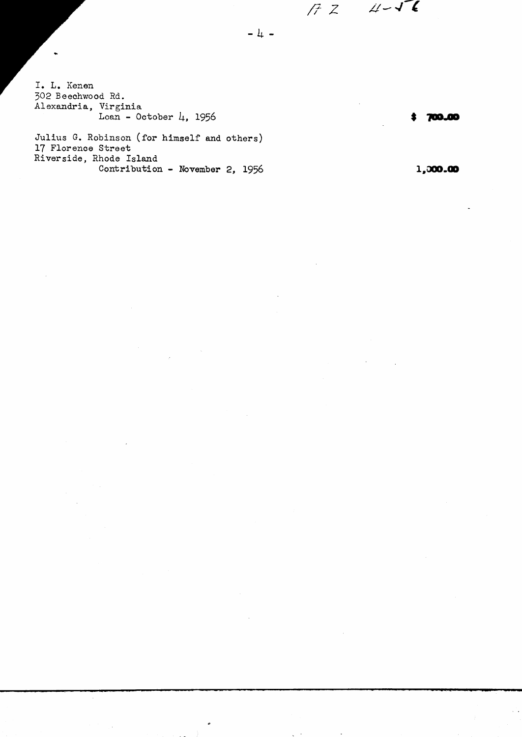I. L. Kenen
302 Beechwood Rd.
Alexandria, Virginia
Loan - October 4, 1956 — $ 700.00

Julius G. Robinson (for himself and others)
17 Florence Street
Riverside, Rhode Island
Contribution - November 2, 1956 — 1,000.00